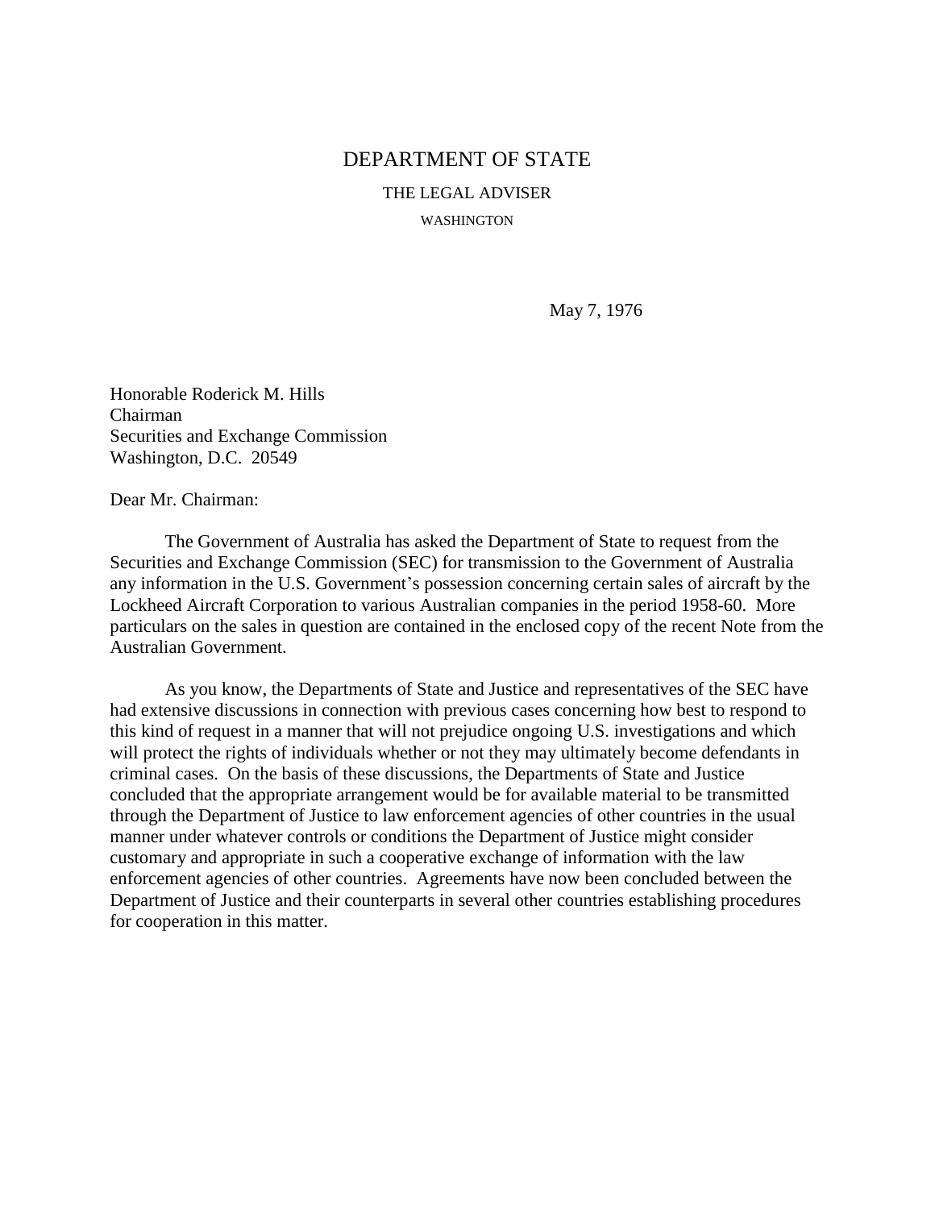# DEPARTMENT OF STATE

THE LEGAL ADVISER

WASHINGTON

May 7, 1976

Honorable Roderick M. Hills
Chairman
Securities and Exchange Commission
Washington, D.C. 20549

Dear Mr. Chairman:

The Government of Australia has asked the Department of State to request from the Securities and Exchange Commission (SEC) for transmission to the Government of Australia any information in the U.S. Government's possession concerning certain sales of aircraft by the Lockheed Aircraft Corporation to various Australian companies in the period 1958-60. More particulars on the sales in question are contained in the enclosed copy of the recent Note from the Australian Government.

As you know, the Departments of State and Justice and representatives of the SEC have had extensive discussions in connection with previous cases concerning how best to respond to this kind of request in a manner that will not prejudice ongoing U.S. investigations and which will protect the rights of individuals whether or not they may ultimately become defendants in criminal cases. On the basis of these discussions, the Departments of State and Justice concluded that the appropriate arrangement would be for available material to be transmitted through the Department of Justice to law enforcement agencies of other countries in the usual manner under whatever controls or conditions the Department of Justice might consider customary and appropriate in such a cooperative exchange of information with the law enforcement agencies of other countries. Agreements have now been concluded between the Department of Justice and their counterparts in several other countries establishing procedures for cooperation in this matter.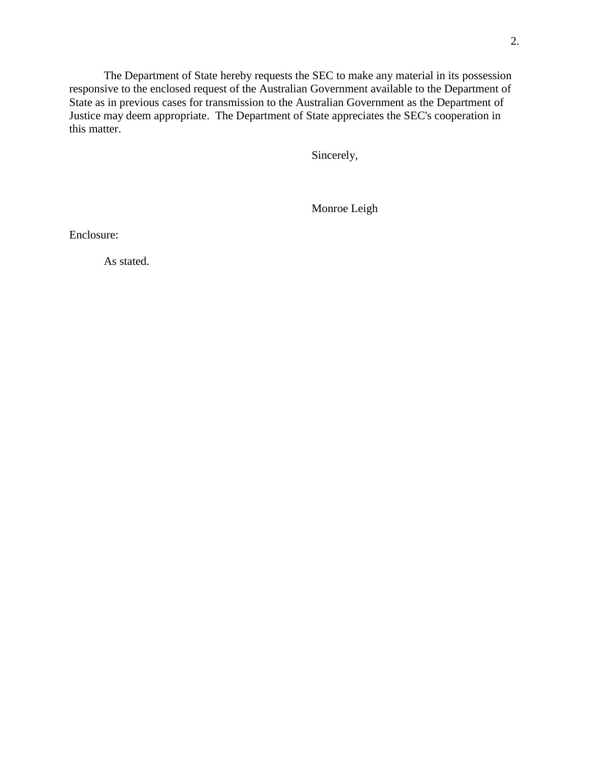The Department of State hereby requests the SEC to make any material in its possession responsive to the enclosed request of the Australian Government available to the Department of State as in previous cases for transmission to the Australian Government as the Department of Justice may deem appropriate. The Department of State appreciates the SEC's cooperation in this matter.

Sincerely,

Monroe Leigh

Enclosure:

As stated.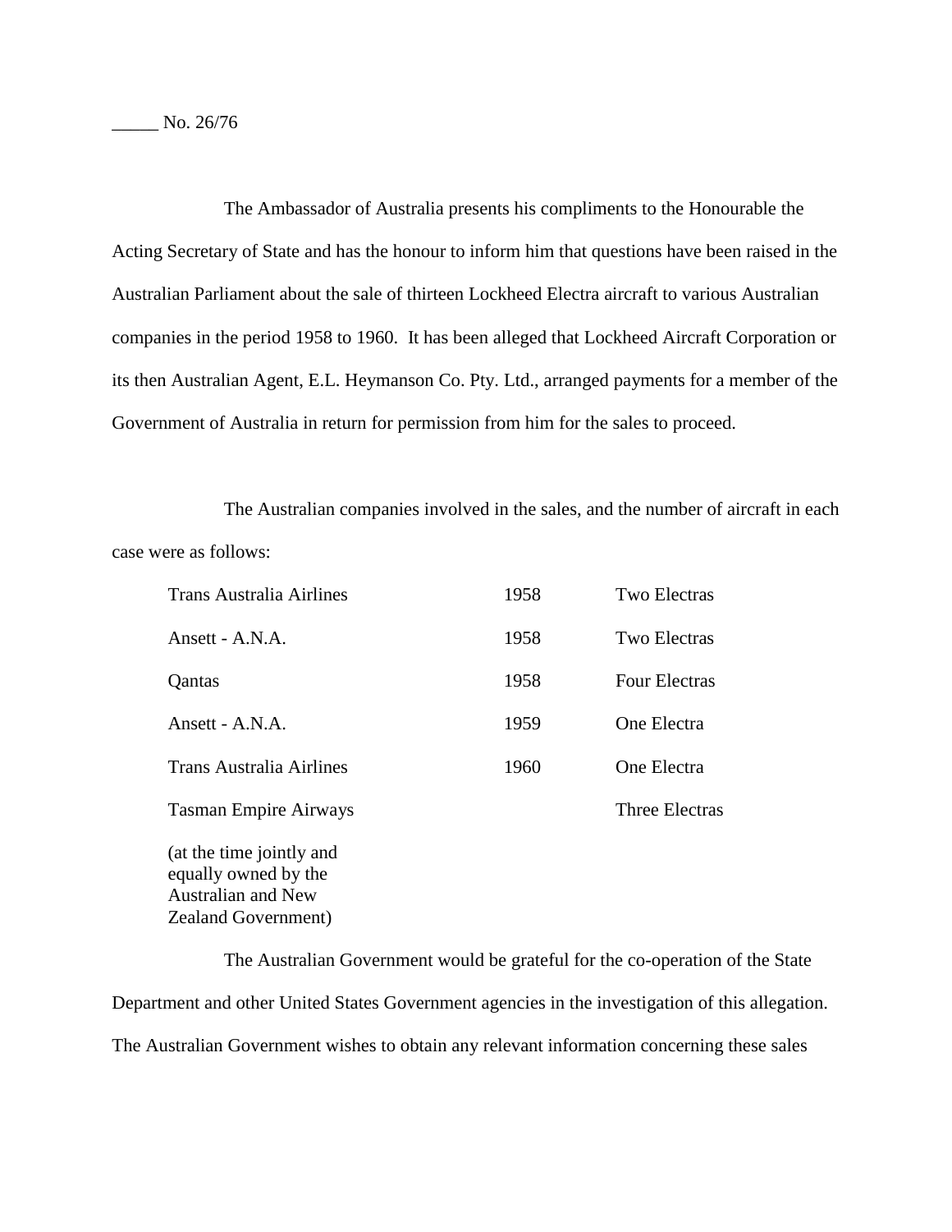_____ No. 26/76

The Ambassador of Australia presents his compliments to the Honourable the Acting Secretary of State and has the honour to inform him that questions have been raised in the Australian Parliament about the sale of thirteen Lockheed Electra aircraft to various Australian companies in the period 1958 to 1960. It has been alleged that Lockheed Aircraft Corporation or its then Australian Agent, E.L. Heymanson Co. Pty. Ltd., arranged payments for a member of the Government of Australia in return for permission from him for the sales to proceed.

The Australian companies involved in the sales, and the number of aircraft in each case were as follows:

| Company | Year | Aircraft |
|---|---|---|
| Trans Australia Airlines | 1958 | Two Electras |
| Ansett - A.N.A. | 1958 | Two Electras |
| Qantas | 1958 | Four Electras |
| Ansett - A.N.A. | 1959 | One Electra |
| Trans Australia Airlines | 1960 | One Electra |
| Tasman Empire Airways (at the time jointly and equally owned by the Australian and New Zealand Government) | | Three Electras |

The Australian Government would be grateful for the co-operation of the State Department and other United States Government agencies in the investigation of this allegation. The Australian Government wishes to obtain any relevant information concerning these sales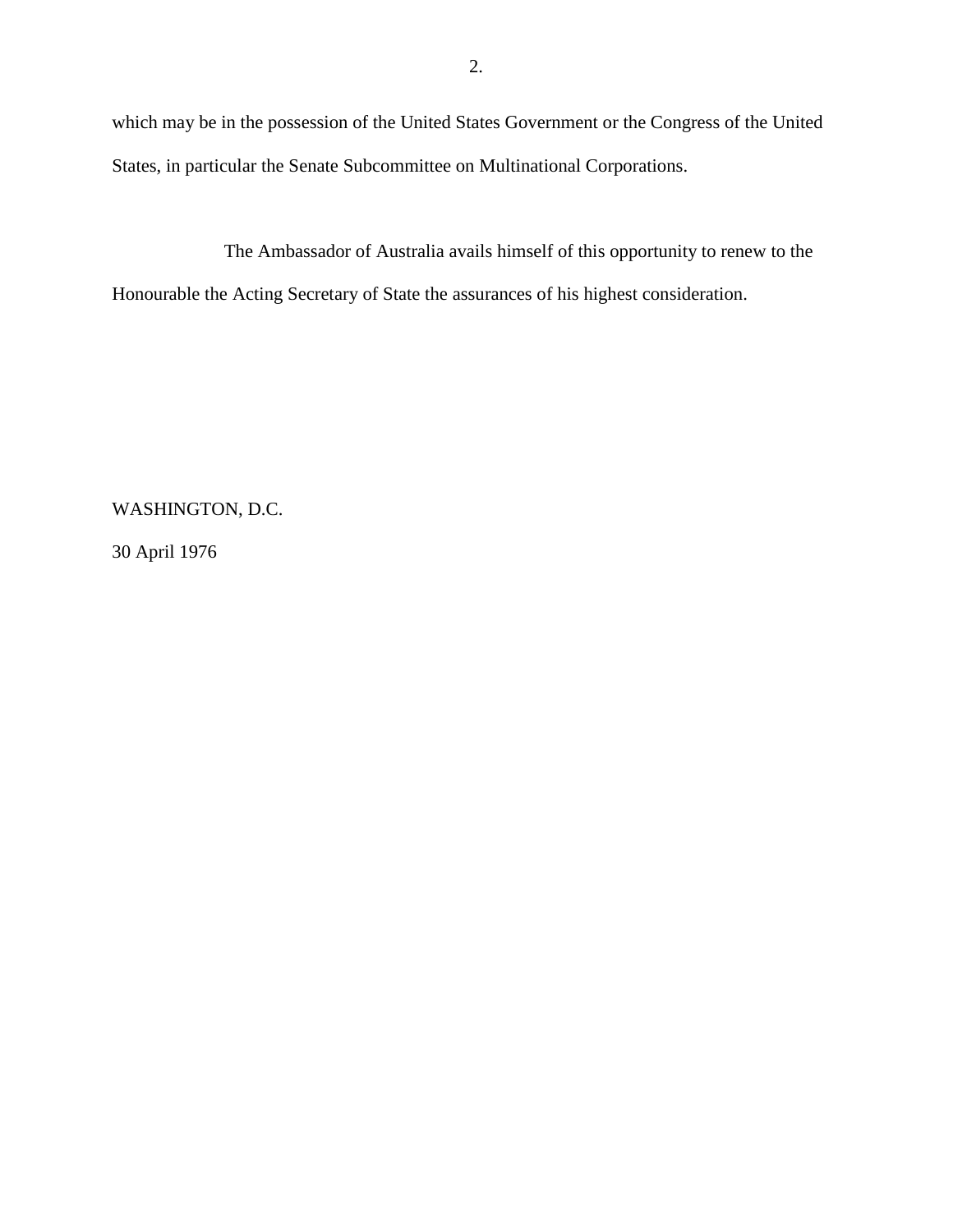which may be in the possession of the United States Government or the Congress of the United States, in particular the Senate Subcommittee on Multinational Corporations.

The Ambassador of Australia avails himself of this opportunity to renew to the Honourable the Acting Secretary of State the assurances of his highest consideration.

WASHINGTON, D.C.

30 April 1976